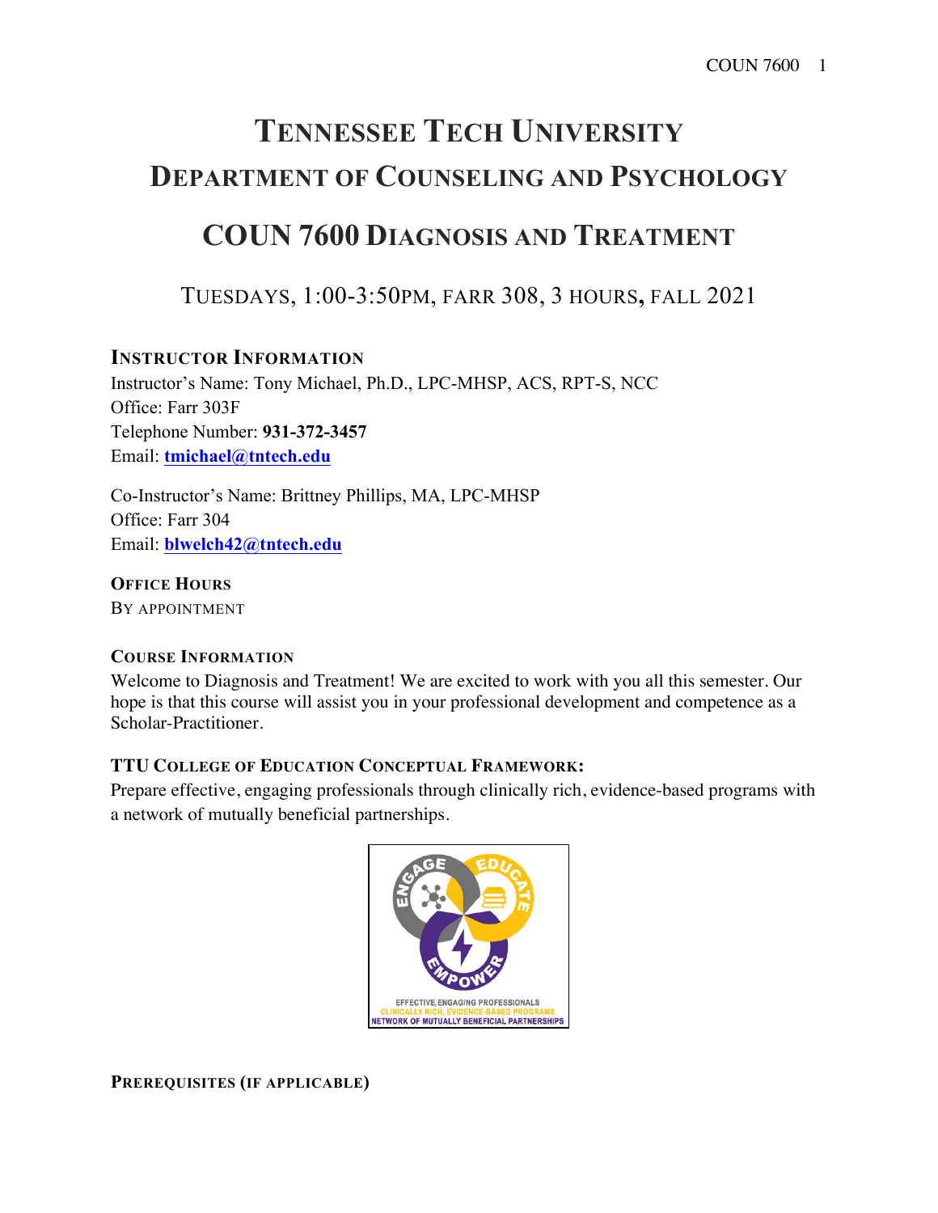# Tennessee Tech University

# Department of Counseling and Psychology

# COUN 7600 Diagnosis and Treatment

Tuesdays, 1:00-3:50pm, Farr 308, 3 hours, Fall 2021

### Instructor Information

Instructor's Name: Tony Michael, Ph.D., LPC-MHSP, ACS, RPT-S, NCC
Office: Farr 303F
Telephone Number: **931-372-3457**
Email: **tmichael@tntech.edu**

Co-Instructor's Name: Brittney Phillips, MA, LPC-MHSP
Office: Farr 304
Email: **blwelch42@tntech.edu**

### Office Hours

By appointment

### Course Information

Welcome to Diagnosis and Treatment! We are excited to work with you all this semester. Our hope is that this course will assist you in your professional development and competence as a Scholar-Practitioner.

### TTU College of Education Conceptual Framework:

Prepare effective, engaging professionals through clinically rich, evidence-based programs with a network of mutually beneficial partnerships.

ENGAGE EDUCATE EMPOWER
EFFECTIVE, ENGAGING PROFESSIONALS
CLINICALLY RICH, EVIDENCE-BASED PROGRAMS
NETWORK OF MUTUALLY BENEFICIAL PARTNERSHIPS

### Prerequisites (if applicable)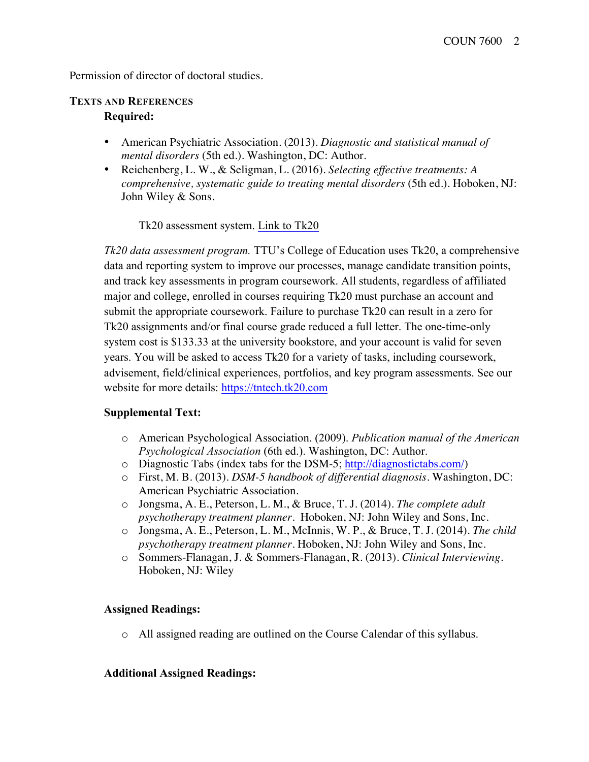Permission of director of doctoral studies.

## Texts and References

**Required:**

- American Psychiatric Association. (2013). *Diagnostic and statistical manual of mental disorders* (5th ed.). Washington, DC: Author.
- Reichenberg, L. W., & Seligman, L. (2016). *Selecting effective treatments: A comprehensive, systematic guide to treating mental disorders* (5th ed.). Hoboken, NJ: John Wiley & Sons.

Tk20 assessment system. Link to Tk20

*Tk20 data assessment program.* TTU's College of Education uses Tk20, a comprehensive data and reporting system to improve our processes, manage candidate transition points, and track key assessments in program coursework. All students, regardless of affiliated major and college, enrolled in courses requiring Tk20 must purchase an account and submit the appropriate coursework. Failure to purchase Tk20 can result in a zero for Tk20 assignments and/or final course grade reduced a full letter. The one-time-only system cost is $133.33 at the university bookstore, and your account is valid for seven years. You will be asked to access Tk20 for a variety of tasks, including coursework, advisement, field/clinical experiences, portfolios, and key program assessments. See our website for more details: https://tntech.tk20.com

**Supplemental Text:**

- American Psychological Association. (2009). *Publication manual of the American Psychological Association* (6th ed.). Washington, DC: Author.
- Diagnostic Tabs (index tabs for the DSM-5; http://diagnostictabs.com/)
- First, M. B. (2013). *DSM-5 handbook of differential diagnosis*. Washington, DC: American Psychiatric Association.
- Jongsma, A. E., Peterson, L. M., & Bruce, T. J. (2014). *The complete adult psychotherapy treatment planner*. Hoboken, NJ: John Wiley and Sons, Inc.
- Jongsma, A. E., Peterson, L. M., McInnis, W. P., & Bruce, T. J. (2014). *The child psychotherapy treatment planner*. Hoboken, NJ: John Wiley and Sons, Inc.
- Sommers-Flanagan, J. & Sommers-Flanagan, R. (2013). *Clinical Interviewing*. Hoboken, NJ: Wiley

**Assigned Readings:**

- All assigned reading are outlined on the Course Calendar of this syllabus.

**Additional Assigned Readings:**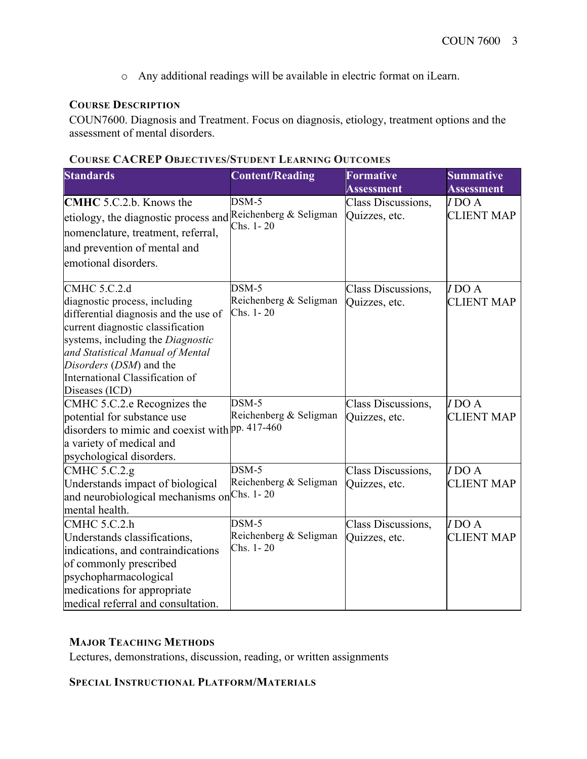- Any additional readings will be available in electric format on iLearn.

### COURSE DESCRIPTION

COUN7600. Diagnosis and Treatment. Focus on diagnosis, etiology, treatment options and the assessment of mental disorders.

### COURSE CACREP OBJECTIVES/STUDENT LEARNING OUTCOMES

| Standards | Content/Reading | Formative Assessment | Summative Assessment |
|---|---|---|---|
| **CMHC** 5.C.2.b. Knows the etiology, the diagnostic process and nomenclature, treatment, referral, and prevention of mental and emotional disorders. | DSM-5 Reichenberg & Seligman Chs. 1- 20 | Class Discussions, Quizzes, etc. | *I* DO A CLIENT MAP |
| CMHC 5.C.2.d diagnostic process, including differential diagnosis and the use of current diagnostic classification systems, including the *Diagnostic and Statistical Manual of Mental Disorders* (*DSM*) and the International Classification of Diseases (ICD) | DSM-5 Reichenberg & Seligman Chs. 1- 20 | Class Discussions, Quizzes, etc. | *I* DO A CLIENT MAP |
| CMHC 5.C.2.e Recognizes the potential for substance use disorders to mimic and coexist with a variety of medical and psychological disorders. | DSM-5 Reichenberg & Seligman pp. 417-460 | Class Discussions, Quizzes, etc. | *I* DO A CLIENT MAP |
| CMHC 5.C.2.g Understands impact of biological and neurobiological mechanisms on mental health. | DSM-5 Reichenberg & Seligman Chs. 1- 20 | Class Discussions, Quizzes, etc. | *I* DO A CLIENT MAP |
| CMHC 5.C.2.h Understands classifications, indications, and contraindications of commonly prescribed psychopharmacological medications for appropriate medical referral and consultation. | DSM-5 Reichenberg & Seligman Chs. 1- 20 | Class Discussions, Quizzes, etc. | *I* DO A CLIENT MAP |

### MAJOR TEACHING METHODS

Lectures, demonstrations, discussion, reading, or written assignments

### SPECIAL INSTRUCTIONAL PLATFORM/MATERIALS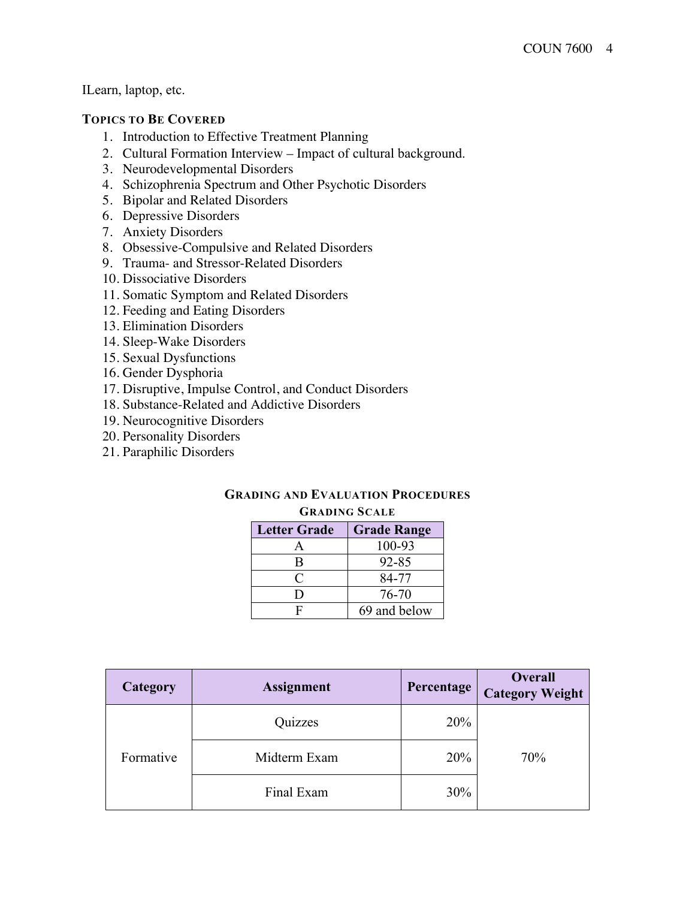ILearn, laptop, etc.

### Topics to Be Covered

1. Introduction to Effective Treatment Planning
2. Cultural Formation Interview – Impact of cultural background.
3. Neurodevelopmental Disorders
4. Schizophrenia Spectrum and Other Psychotic Disorders
5. Bipolar and Related Disorders
6. Depressive Disorders
7. Anxiety Disorders
8. Obsessive-Compulsive and Related Disorders
9. Trauma- and Stressor-Related Disorders
10. Dissociative Disorders
11. Somatic Symptom and Related Disorders
12. Feeding and Eating Disorders
13. Elimination Disorders
14. Sleep-Wake Disorders
15. Sexual Dysfunctions
16. Gender Dysphoria
17. Disruptive, Impulse Control, and Conduct Disorders
18. Substance-Related and Addictive Disorders
19. Neurocognitive Disorders
20. Personality Disorders
21. Paraphilic Disorders

## Grading and Evaluation Procedures

### Grading Scale

| Letter Grade | Grade Range |
|---|---|
| A | 100-93 |
| B | 92-85 |
| C | 84-77 |
| D | 76-70 |
| F | 69 and below |

| Category | Assignment | Percentage | Overall Category Weight |
|---|---|---|---|
| Formative | Quizzes | 20% | 70% |
| | Midterm Exam | 20% | |
| | Final Exam | 30% | |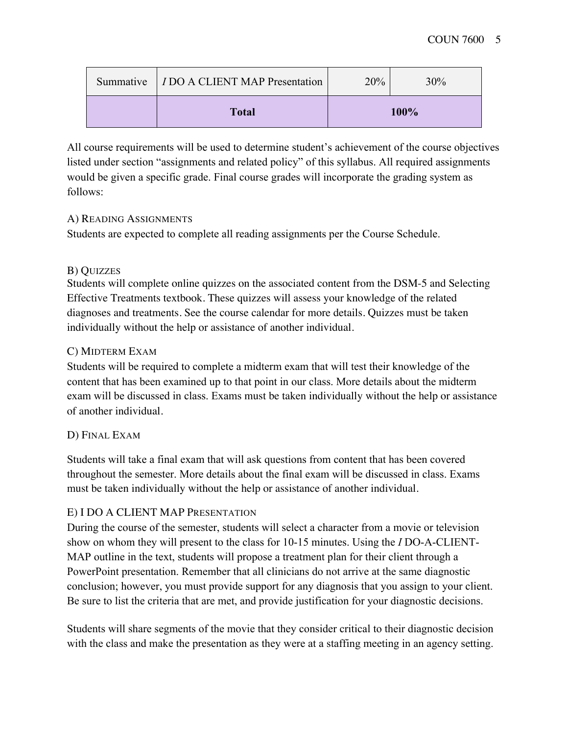| | | | |
|---|---|---|---|
| Summative | *I* DO A CLIENT MAP Presentation | 20% | 30% |
| | **Total** | **100%** | |

All course requirements will be used to determine student's achievement of the course objectives listed under section "assignments and related policy" of this syllabus. All required assignments would be given a specific grade. Final course grades will incorporate the grading system as follows:

A) READING ASSIGNMENTS
Students are expected to complete all reading assignments per the Course Schedule.

B) QUIZZES
Students will complete online quizzes on the associated content from the DSM-5 and Selecting Effective Treatments textbook. These quizzes will assess your knowledge of the related diagnoses and treatments. See the course calendar for more details. Quizzes must be taken individually without the help or assistance of another individual.

C) MIDTERM EXAM
Students will be required to complete a midterm exam that will test their knowledge of the content that has been examined up to that point in our class. More details about the midterm exam will be discussed in class. Exams must be taken individually without the help or assistance of another individual.

D) FINAL EXAM

Students will take a final exam that will ask questions from content that has been covered throughout the semester. More details about the final exam will be discussed in class. Exams must be taken individually without the help or assistance of another individual.

E) I DO A CLIENT MAP PRESENTATION
During the course of the semester, students will select a character from a movie or television show on whom they will present to the class for 10-15 minutes. Using the *I* DO-A-CLIENT-MAP outline in the text, students will propose a treatment plan for their client through a PowerPoint presentation. Remember that all clinicians do not arrive at the same diagnostic conclusion; however, you must provide support for any diagnosis that you assign to your client. Be sure to list the criteria that are met, and provide justification for your diagnostic decisions.

Students will share segments of the movie that they consider critical to their diagnostic decision with the class and make the presentation as they were at a staffing meeting in an agency setting.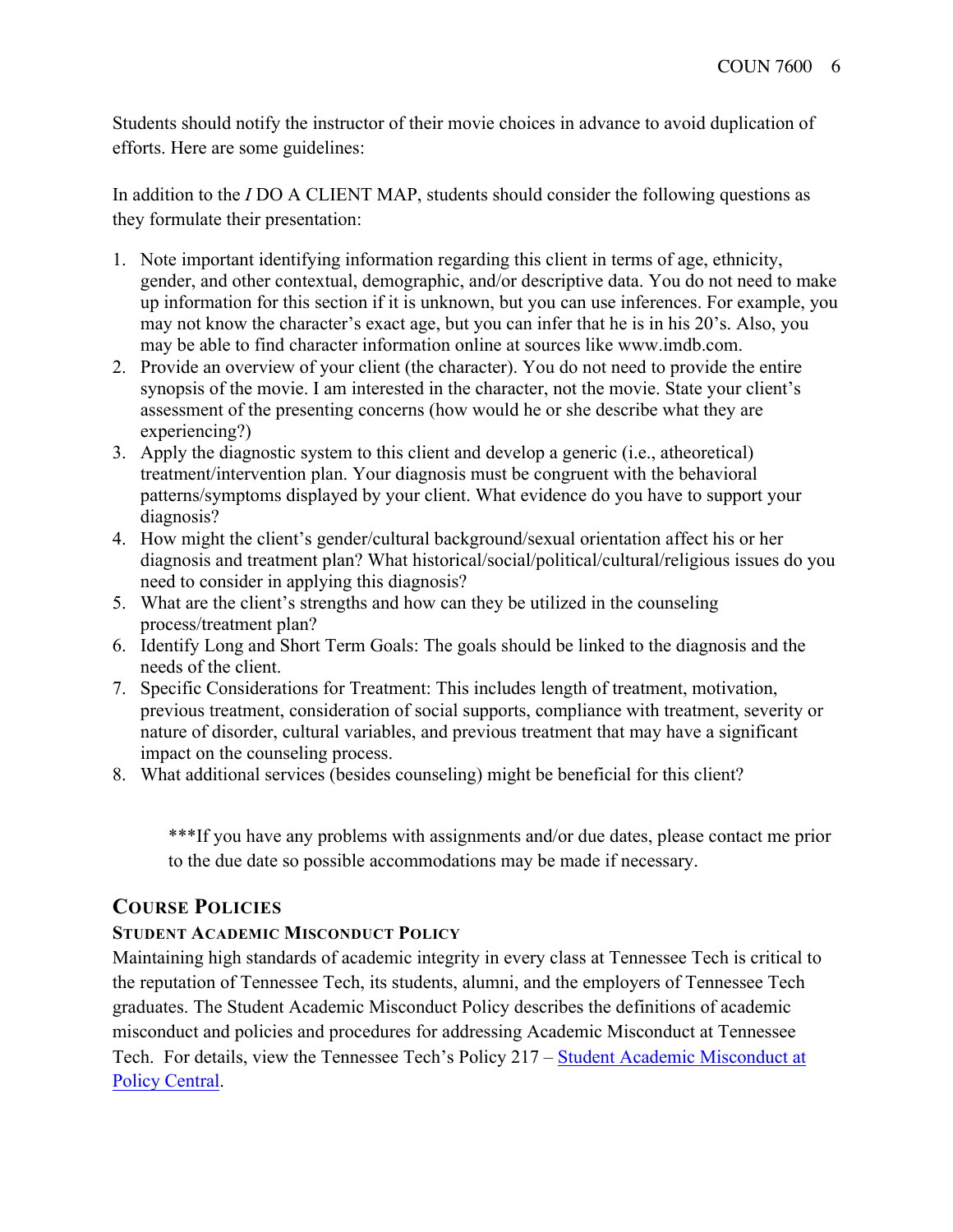Students should notify the instructor of their movie choices in advance to avoid duplication of efforts. Here are some guidelines:

In addition to the *I* DO A CLIENT MAP, students should consider the following questions as they formulate their presentation:

1. Note important identifying information regarding this client in terms of age, ethnicity, gender, and other contextual, demographic, and/or descriptive data. You do not need to make up information for this section if it is unknown, but you can use inferences. For example, you may not know the character's exact age, but you can infer that he is in his 20's. Also, you may be able to find character information online at sources like www.imdb.com.
2. Provide an overview of your client (the character). You do not need to provide the entire synopsis of the movie. I am interested in the character, not the movie. State your client's assessment of the presenting concerns (how would he or she describe what they are experiencing?)
3. Apply the diagnostic system to this client and develop a generic (i.e., atheoretical) treatment/intervention plan. Your diagnosis must be congruent with the behavioral patterns/symptoms displayed by your client. What evidence do you have to support your diagnosis?
4. How might the client's gender/cultural background/sexual orientation affect his or her diagnosis and treatment plan? What historical/social/political/cultural/religious issues do you need to consider in applying this diagnosis?
5. What are the client's strengths and how can they be utilized in the counseling process/treatment plan?
6. Identify Long and Short Term Goals: The goals should be linked to the diagnosis and the needs of the client.
7. Specific Considerations for Treatment: This includes length of treatment, motivation, previous treatment, consideration of social supports, compliance with treatment, severity or nature of disorder, cultural variables, and previous treatment that may have a significant impact on the counseling process.
8. What additional services (besides counseling) might be beneficial for this client?

> ***If you have any problems with assignments and/or due dates, please contact me prior to the due date so possible accommodations may be made if necessary.

## Course Policies

### Student Academic Misconduct Policy

Maintaining high standards of academic integrity in every class at Tennessee Tech is critical to the reputation of Tennessee Tech, its students, alumni, and the employers of Tennessee Tech graduates. The Student Academic Misconduct Policy describes the definitions of academic misconduct and policies and procedures for addressing Academic Misconduct at Tennessee Tech. For details, view the Tennessee Tech's Policy 217 – Student Academic Misconduct at Policy Central.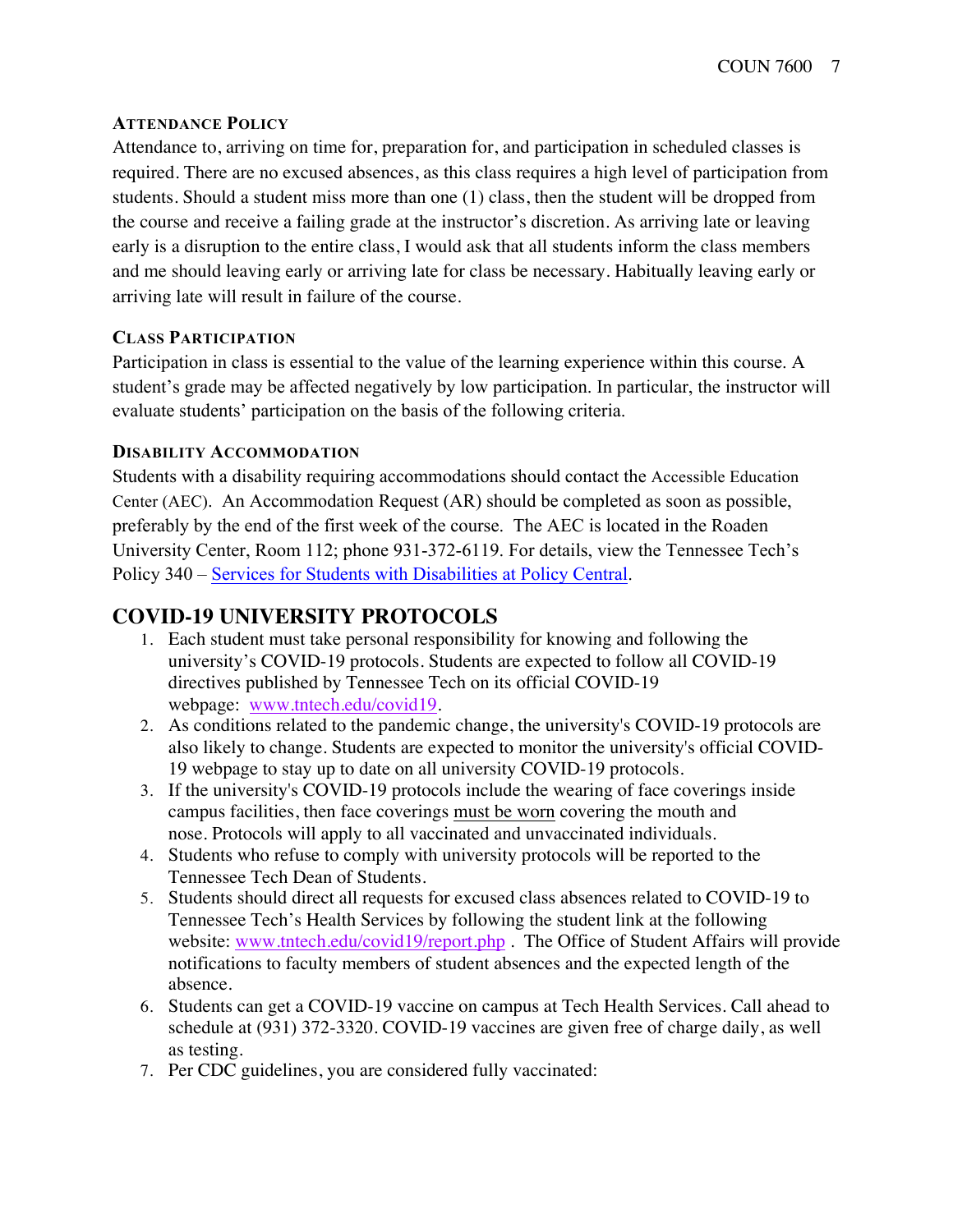### Attendance Policy

Attendance to, arriving on time for, preparation for, and participation in scheduled classes is required. There are no excused absences, as this class requires a high level of participation from students. Should a student miss more than one (1) class, then the student will be dropped from the course and receive a failing grade at the instructor's discretion. As arriving late or leaving early is a disruption to the entire class, I would ask that all students inform the class members and me should leaving early or arriving late for class be necessary. Habitually leaving early or arriving late will result in failure of the course.

### Class Participation

Participation in class is essential to the value of the learning experience within this course. A student's grade may be affected negatively by low participation. In particular, the instructor will evaluate students' participation on the basis of the following criteria.

### Disability Accommodation

Students with a disability requiring accommodations should contact the Accessible Education Center (AEC). An Accommodation Request (AR) should be completed as soon as possible, preferably by the end of the first week of the course. The AEC is located in the Roaden University Center, Room 112; phone 931-372-6119. For details, view the Tennessee Tech's Policy 340 – [Services for Students with Disabilities at Policy Central](#).

## COVID-19 UNIVERSITY PROTOCOLS

1. Each student must take personal responsibility for knowing and following the university's COVID-19 protocols. Students are expected to follow all COVID-19 directives published by Tennessee Tech on its official COVID-19 webpage: [www.tntech.edu/covid19](http://www.tntech.edu/covid19).
2. As conditions related to the pandemic change, the university's COVID-19 protocols are also likely to change. Students are expected to monitor the university's official COVID-19 webpage to stay up to date on all university COVID-19 protocols.
3. If the university's COVID-19 protocols include the wearing of face coverings inside campus facilities, then face coverings must be worn covering the mouth and nose. Protocols will apply to all vaccinated and unvaccinated individuals.
4. Students who refuse to comply with university protocols will be reported to the Tennessee Tech Dean of Students.
5. Students should direct all requests for excused class absences related to COVID-19 to Tennessee Tech's Health Services by following the student link at the following website: [www.tntech.edu/covid19/report.php](http://www.tntech.edu/covid19/report.php) . The Office of Student Affairs will provide notifications to faculty members of student absences and the expected length of the absence.
6. Students can get a COVID-19 vaccine on campus at Tech Health Services. Call ahead to schedule at (931) 372-3320. COVID-19 vaccines are given free of charge daily, as well as testing.
7. Per CDC guidelines, you are considered fully vaccinated: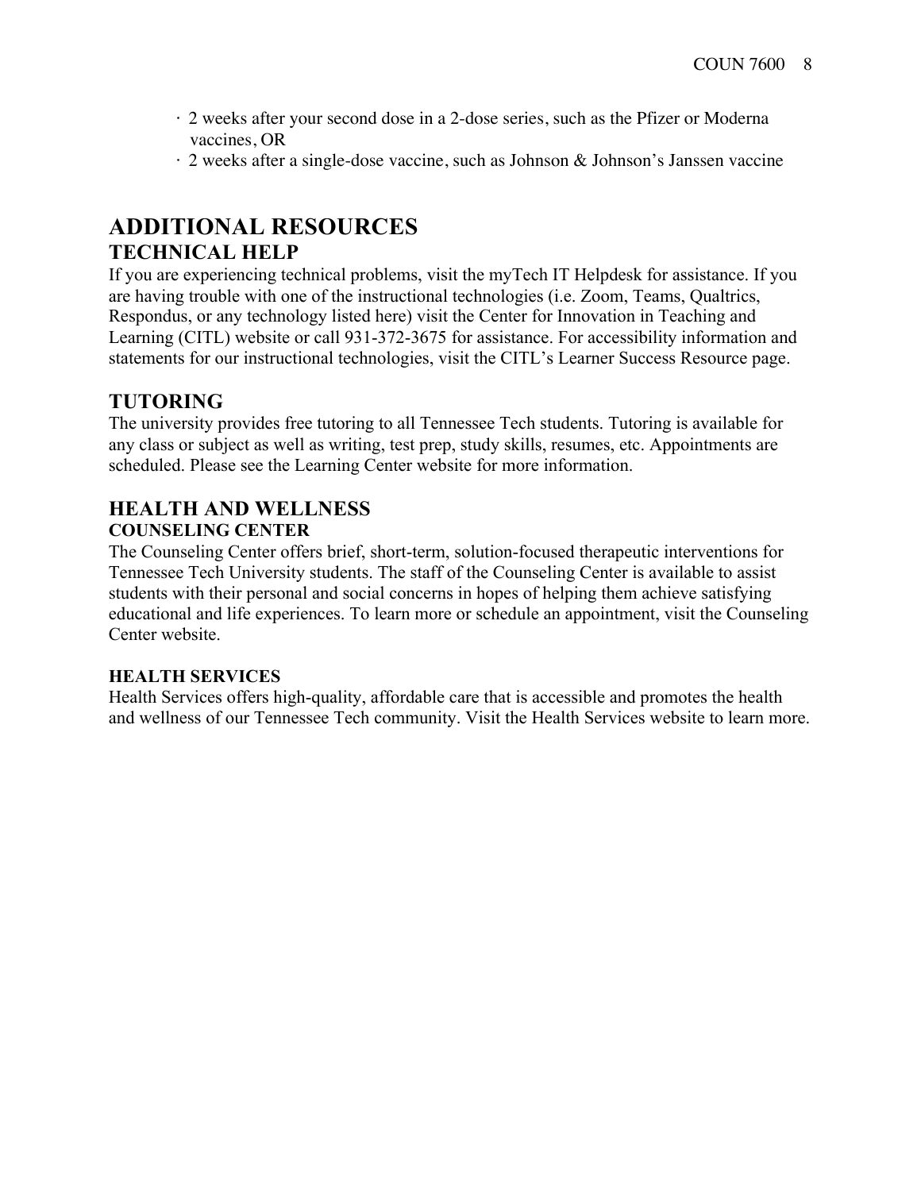- 2 weeks after your second dose in a 2-dose series, such as the Pfizer or Moderna vaccines, OR
- 2 weeks after a single-dose vaccine, such as Johnson & Johnson's Janssen vaccine

# ADDITIONAL RESOURCES

## TECHNICAL HELP

If you are experiencing technical problems, visit the myTech IT Helpdesk for assistance. If you are having trouble with one of the instructional technologies (i.e. Zoom, Teams, Qualtrics, Respondus, or any technology listed here) visit the Center for Innovation in Teaching and Learning (CITL) website or call 931-372-3675 for assistance. For accessibility information and statements for our instructional technologies, visit the CITL's Learner Success Resource page.

## TUTORING

The university provides free tutoring to all Tennessee Tech students. Tutoring is available for any class or subject as well as writing, test prep, study skills, resumes, etc. Appointments are scheduled. Please see the Learning Center website for more information.

## HEALTH AND WELLNESS

### COUNSELING CENTER

The Counseling Center offers brief, short-term, solution-focused therapeutic interventions for Tennessee Tech University students. The staff of the Counseling Center is available to assist students with their personal and social concerns in hopes of helping them achieve satisfying educational and life experiences. To learn more or schedule an appointment, visit the Counseling Center website.

### HEALTH SERVICES

Health Services offers high-quality, affordable care that is accessible and promotes the health and wellness of our Tennessee Tech community. Visit the Health Services website to learn more.